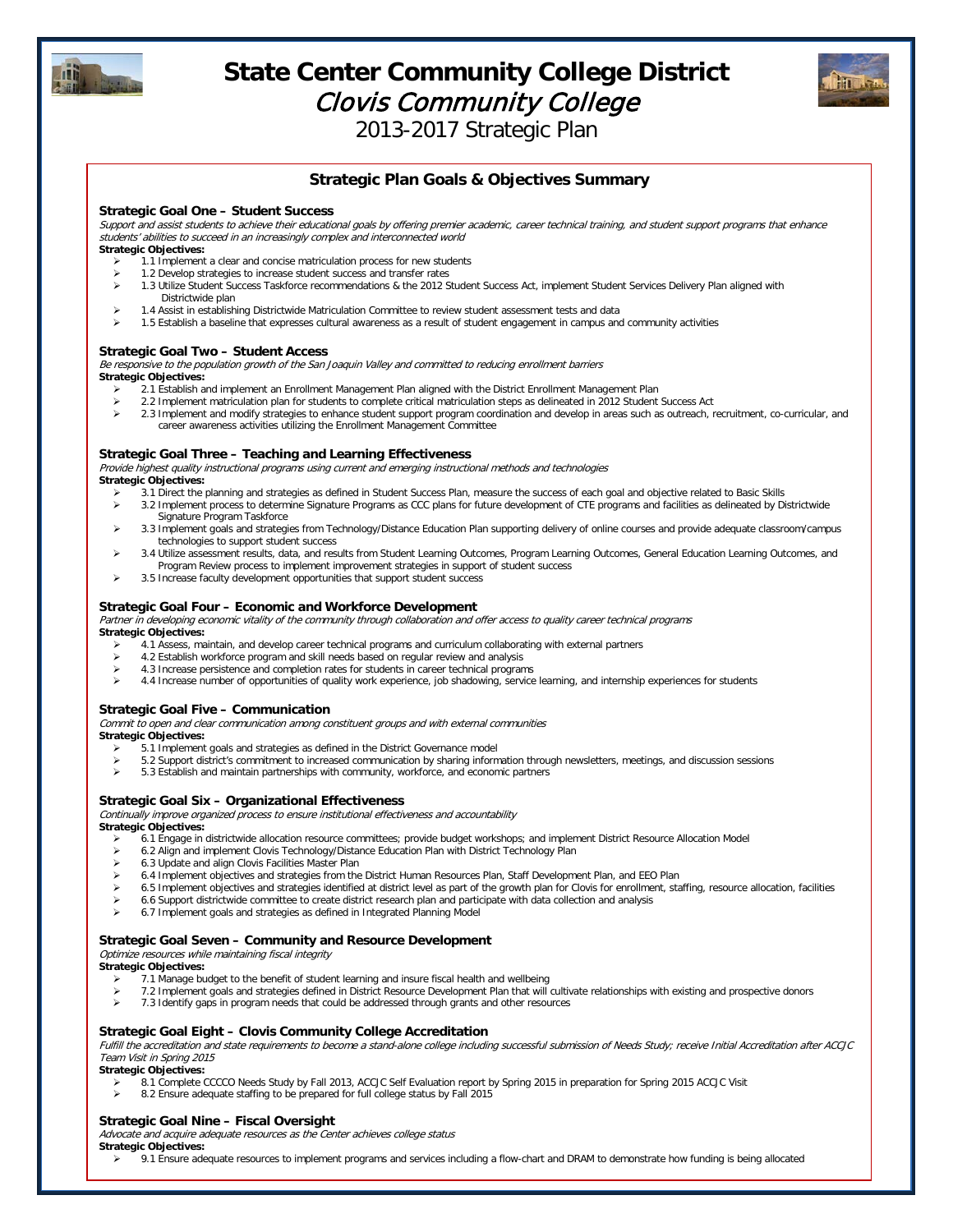# State Center Community College District

## *Clovis Community College*

### 2013-2017 Strategic Plan

## Strategic Plan Goals & Objectives Summary

### Strategic Goal One – Student Success

*Support and assist students to achieve their educational goals by offering premier academic, career technical training, and student support programs that enhance students' abilities to succeed in an increasingly complex and interconnected world*

**Strategic Objectives:**

- 1.1 Implement a clear and concise matriculation process for new students
- 1.2 Develop strategies to increase student success and transfer rates
- 1.3 Utilize Student Success Taskforce recommendations & the 2012 Student Success Act, implement Student Services Delivery Plan aligned with Districtwide plan
- 1.4 Assist in establishing Districtwide Matriculation Committee to review student assessment tests and data
- 1.5 Establish a baseline that expresses cultural awareness as a result of student engagement in campus and community activities

### Strategic Goal Two – Student Access

*Be responsive to the population growth of the San Joaquin Valley and committed to reducing enrollment barriers*

**Strategic Objectives:**

- 2.1 Establish and implement an Enrollment Management Plan aligned with the District Enrollment Management Plan
- 2.2 Implement matriculation plan for students to complete critical matriculation steps as delineated in 2012 Student Success Act
- 2.3 Implement and modify strategies to enhance student support program coordination and develop in areas such as outreach, recruitment, co-curricular, and career awareness activities utilizing the Enrollment Management Committee

### Strategic Goal Three – Teaching and Learning Effectiveness

*Provide highest quality instructional programs using current and emerging instructional methods and technologies*

**Strategic Objectives:**

- 3.1 Direct the planning and strategies as defined in Student Success Plan, measure the success of each goal and objective related to Basic Skills
- 3.2 Implement process to determine Signature Programs as CCC plans for future development of CTE programs and facilities as delineated by Districtwide Signature Program Taskforce
- 3.3 Implement goals and strategies from Technology/Distance Education Plan supporting delivery of online courses and provide adequate classroom/campus technologies to support student success
- 3.4 Utilize assessment results, data, and results from Student Learning Outcomes, Program Learning Outcomes, General Education Learning Outcomes, and Program Review process to implement improvement strategies in support of student success
- 3.5 Increase faculty development opportunities that support student success

### Strategic Goal Four – Economic and Workforce Development

*Partner in developing economic vitality of the community through collaboration and offer access to quality career technical programs*

**Strategic Objectives:**

- 4.1 Assess, maintain, and develop career technical programs and curriculum collaborating with external partners
- 4.2 Establish workforce program and skill needs based on regular review and analysis
- 4.3 Increase persistence and completion rates for students in career technical programs
- 4.4 Increase number of opportunities of quality work experience, job shadowing, service learning, and internship experiences for students

### Strategic Goal Five – Communication

*Commit to open and clear communication among constituent groups and with external communities*

**Strategic Objectives:**

- 5.1 Implement goals and strategies as defined in the District Governance model
- 5.2 Support district's commitment to increased communication by sharing information through newsletters, meetings, and discussion sessions
- 5.3 Establish and maintain partnerships with community, workforce, and economic partners

### Strategic Goal Six – Organizational Effectiveness

*Continually improve organized process to ensure institutional effectiveness and accountability*

**Strategic Objectives:**

- 6.1 Engage in districtwide allocation resource committees; provide budget workshops; and implement District Resource Allocation Model
- 6.2 Align and implement Clovis Technology/Distance Education Plan with District Technology Plan
- 6.3 Update and align Clovis Facilities Master Plan
- 6.4 Implement objectives and strategies from the District Human Resources Plan, Staff Development Plan, and EEO Plan
- 6.5 Implement objectives and strategies identified at district level as part of the growth plan for Clovis for enrollment, staffing, resource allocation, facilities
- 6.6 Support districtwide committee to create district research plan and participate with data collection and analysis
- 6.7 Implement goals and strategies as defined in Integrated Planning Model

### Strategic Goal Seven – Community and Resource Development

*Optimize resources while maintaining fiscal integrity*

**Strategic Objectives:**

- 7.1 Manage budget to the benefit of student learning and insure fiscal health and wellbeing
- 7.2 Implement goals and strategies defined in District Resource Development Plan that will cultivate relationships with existing and prospective donors
- 7.3 Identify gaps in program needs that could be addressed through grants and other resources

### Strategic Goal Eight – Clovis Community College Accreditation

*Fulfill the accreditation and state requirements to become a stand-alone college including successful submission of Needs Study; receive Initial Accreditation after ACCJC Team Visit in Spring 2015*

**Strategic Objectives:**

- 8.1 Complete CCCCO Needs Study by Fall 2013, ACCJC Self Evaluation report by Spring 2015 in preparation for Spring 2015 ACCJC Visit
- 8.2 Ensure adequate staffing to be prepared for full college status by Fall 2015

### Strategic Goal Nine – Fiscal Oversight

*Advocate and acquire adequate resources as the Center achieves college status*

**Strategic Objectives:**

- 9.1 Ensure adequate resources to implement programs and services including a flow-chart and DRAM to demonstrate how funding is being allocated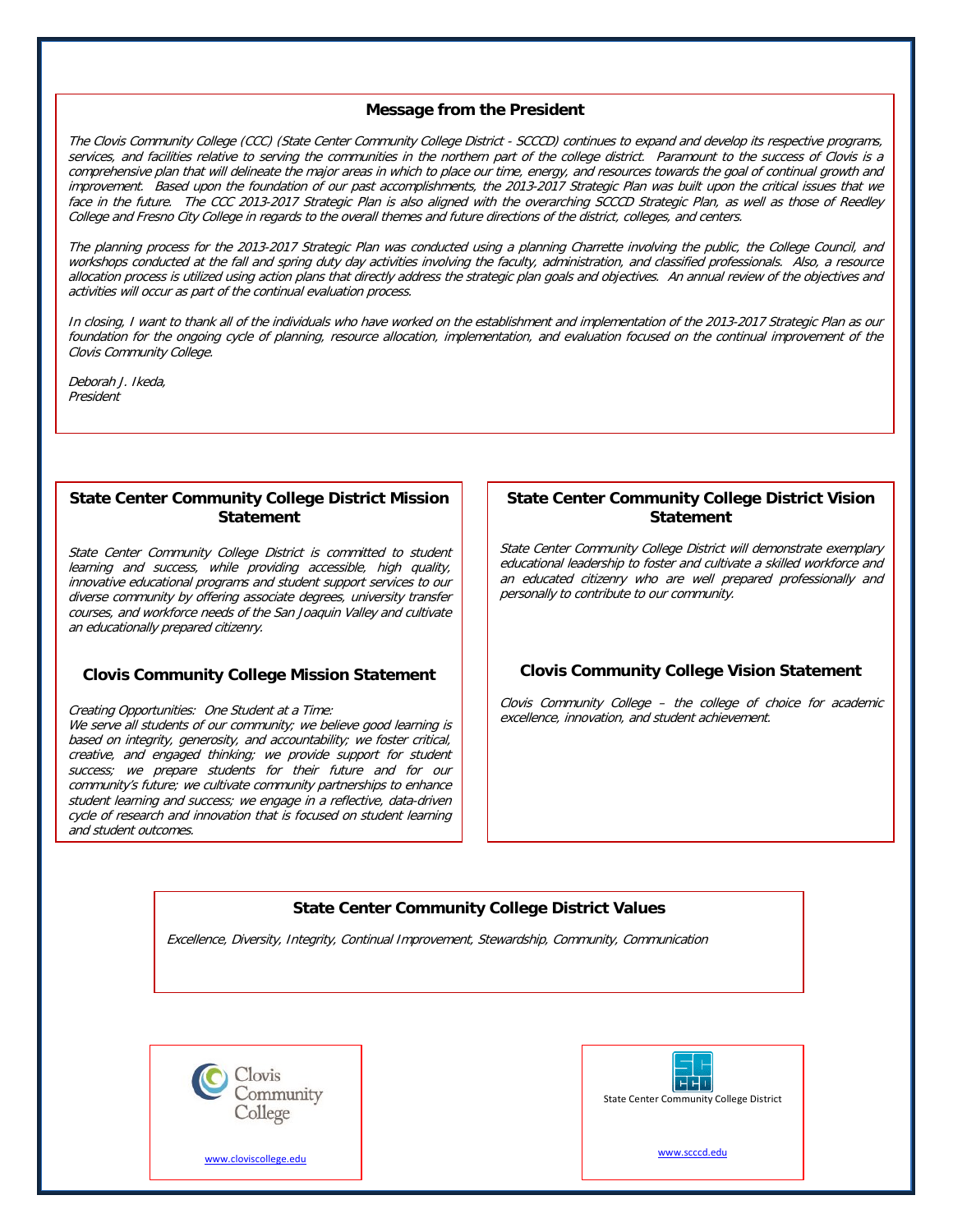## Message from the President

*The Clovis Community College (CCC) (State Center Community College District - SCCCD) continues to expand and develop its respective programs, services, and facilities relative to serving the communities in the northern part of the college district. Paramount to the success of Clovis is a comprehensive plan that will delineate the major areas in which to place our time, energy, and resources towards the goal of continual growth and improvement. Based upon the foundation of our past accomplishments, the 2013-2017 Strategic Plan was built upon the critical issues that we face in the future. The CCC 2013-2017 Strategic Plan is also aligned with the overarching SCCCD Strategic Plan, as well as those of Reedley College and Fresno City College in regards to the overall themes and future directions of the district, colleges, and centers.*

*The planning process for the 2013-2017 Strategic Plan was conducted using a planning Charrette involving the public, the College Council, and workshops conducted at the fall and spring duty day activities involving the faculty, administration, and classified professionals. Also, a resource allocation process is utilized using action plans that directly address the strategic plan goals and objectives. An annual review of the objectives and activities will occur as part of the continual evaluation process.*

*In closing, I want to thank all of the individuals who have worked on the establishment and implementation of the 2013-2017 Strategic Plan as our foundation for the ongoing cycle of planning, resource allocation, implementation, and evaluation focused on the continual improvement of the Clovis Community College.*

*Deborah J. Ikeda,*
*President*

## State Center Community College District Mission Statement

*State Center Community College District is committed to student learning and success, while providing accessible, high quality, innovative educational programs and student support services to our diverse community by offering associate degrees, university transfer courses, and workforce needs of the San Joaquin Valley and cultivate an educationally prepared citizenry.*

## Clovis Community College Mission Statement

*Creating Opportunities: One Student at a Time:*
*We serve all students of our community; we believe good learning is based on integrity, generosity, and accountability; we foster critical, creative, and engaged thinking; we provide support for student success; we prepare students for their future and for our community's future; we cultivate community partnerships to enhance student learning and success; we engage in a reflective, data-driven cycle of research and innovation that is focused on student learning and student outcomes.*

## State Center Community College District Vision Statement

*State Center Community College District will demonstrate exemplary educational leadership to foster and cultivate a skilled workforce and an educated citizenry who are well prepared professionally and personally to contribute to our community.*

## Clovis Community College Vision Statement

*Clovis Community College – the college of choice for academic excellence, innovation, and student achievement.*

## State Center Community College District Values

*Excellence, Diversity, Integrity, Continual Improvement, Stewardship, Community, Communication*

Clovis Community College

www.cloviscollege.edu

State Center Community College District

www.scccd.edu